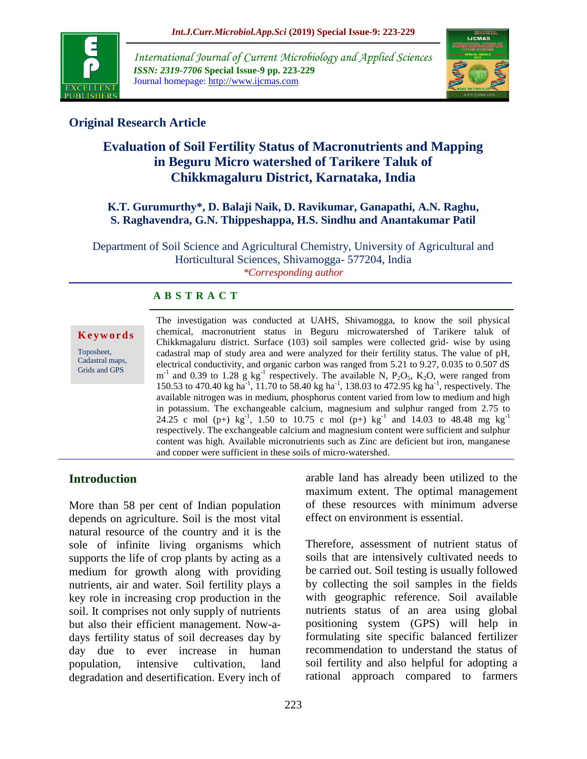## Original Research Article

# Evaluation of Soil Fertility Status of Macronutrients and Mapping in Beguru Micro watershed of Tarikere Taluk of Chikkmagaluru District, Karnataka, India

**K.T. Gurumurthy\*, D. Balaji Naik, D. Ravikumar, Ganapathi, A.N. Raghu, S. Raghavendra, G.N. Thippeshappa, H.S. Sindhu and Anantakumar Patil**

Department of Soil Science and Agricultural Chemistry, University of Agricultural and Horticultural Sciences, Shivamogga- 577204, India

*\*Corresponding author*

**Keywords**

Toposheet, Cadastral maps, Grids and GPS

**A B S T R A C T**

The investigation was conducted at UAHS, Shivamogga, to know the soil physical chemical, macronutrient status in Beguru microwatershed of Tarikere taluk of Chikkmagaluru district. Surface (103) soil samples were collected grid- wise by using cadastral map of study area and were analyzed for their fertility status. The value of pH, electrical conductivity, and organic carbon was ranged from 5.21 to 9.27, 0.035 to 0.507 dS $m^{-1}$ and 0.39 to 1.28 g $kg^{-1}$ respectively. The available N, $P_2O_5$, $K_2O$, were ranged from 150.53 to 470.40 kg $ha^{-1}$, 11.70 to 58.40 kg $ha^{-1}$, 138.03 to 472.95 kg $ha^{-1}$, respectively. The available nitrogen was in medium, phosphorus content varied from low to medium and high in potassium. The exchangeable calcium, magnesium and sulphur ranged from 2.75 to 24.25 c mol (p+) $kg^{-1}$, 1.50 to 10.75 c mol (p+) $kg^{-1}$ and 14.03 to 48.48 mg $kg^{-1}$ respectively. The exchangeable calcium and magnesium content were sufficient and sulphur content was high. Available micronutrients such as Zinc are deficient but iron, manganese and copper were sufficient in these soils of micro-watershed.

## Introduction

More than 58 per cent of Indian population depends on agriculture. Soil is the most vital natural resource of the country and it is the sole of infinite living organisms which supports the life of crop plants by acting as a medium for growth along with providing nutrients, air and water. Soil fertility plays a key role in increasing crop production in the soil. It comprises not only supply of nutrients but also their efficient management. Now-a-days fertility status of soil decreases day by day due to ever increase in human population, intensive cultivation, land degradation and desertification. Every inch of arable land has already been utilized to the maximum extent. The optimal management of these resources with minimum adverse effect on environment is essential.

Therefore, assessment of nutrient status of soils that are intensively cultivated needs to be carried out. Soil testing is usually followed by collecting the soil samples in the fields with geographic reference. Soil available nutrients status of an area using global positioning system (GPS) will help in formulating site specific balanced fertilizer recommendation to understand the status of soil fertility and also helpful for adopting a rational approach compared to farmers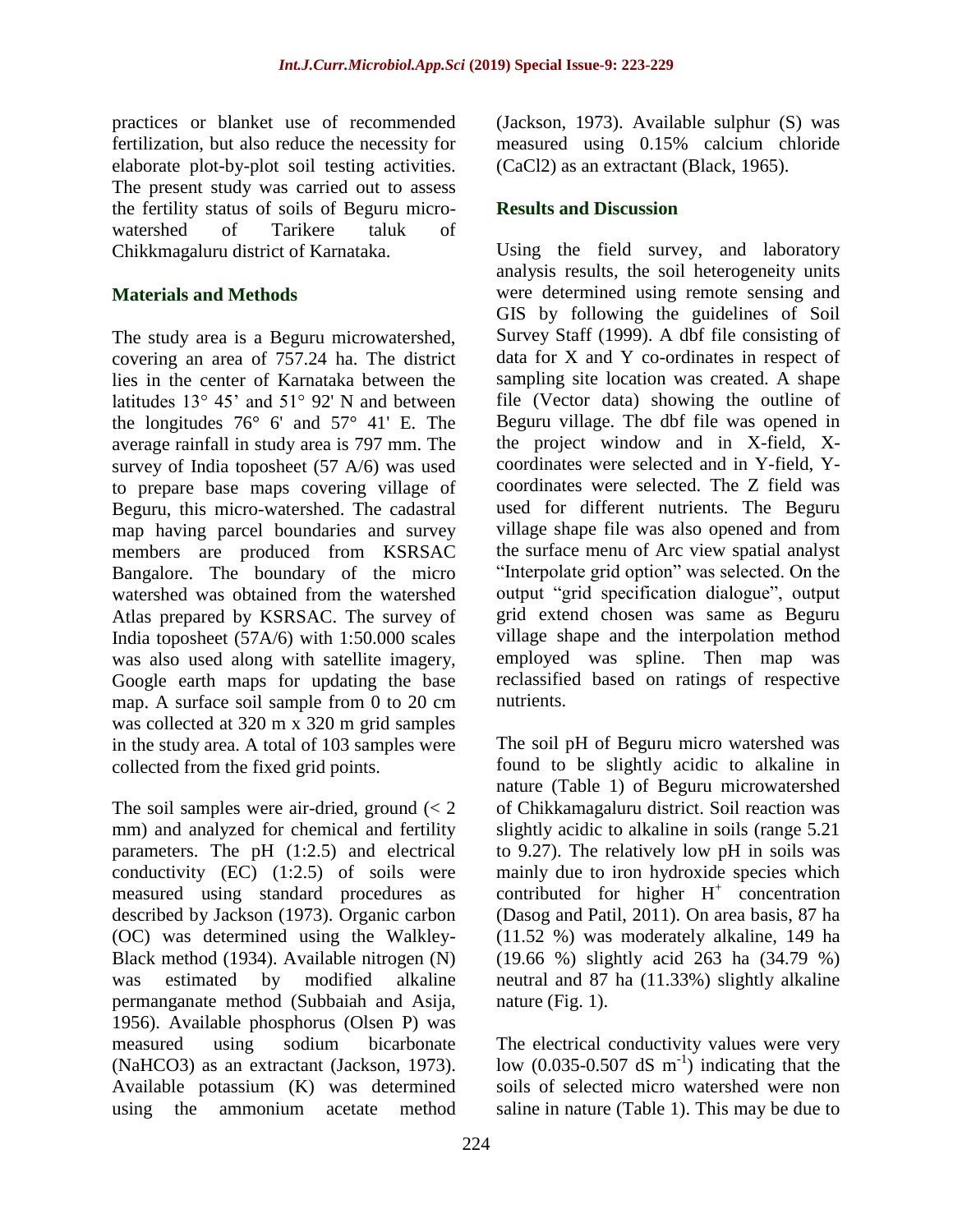practices or blanket use of recommended fertilization, but also reduce the necessity for elaborate plot-by-plot soil testing activities. The present study was carried out to assess the fertility status of soils of Beguru micro-watershed of Tarikere taluk of Chikkmagaluru district of Karnataka.

## Materials and Methods

The study area is a Beguru microwatershed, covering an area of 757.24 ha. The district lies in the center of Karnataka between the latitudes 13° 45' and 51° 92' N and between the longitudes 76° 6' and 57° 41' E. The average rainfall in study area is 797 mm. The survey of India toposheet (57 A/6) was used to prepare base maps covering village of Beguru, this micro-watershed. The cadastral map having parcel boundaries and survey members are produced from KSRSAC Bangalore. The boundary of the micro watershed was obtained from the watershed Atlas prepared by KSRSAC. The survey of India toposheet (57A/6) with 1:50.000 scales was also used along with satellite imagery, Google earth maps for updating the base map. A surface soil sample from 0 to 20 cm was collected at 320 m x 320 m grid samples in the study area. A total of 103 samples were collected from the fixed grid points.

The soil samples were air-dried, ground (< 2 mm) and analyzed for chemical and fertility parameters. The pH (1:2.5) and electrical conductivity (EC) (1:2.5) of soils were measured using standard procedures as described by Jackson (1973). Organic carbon (OC) was determined using the Walkley-Black method (1934). Available nitrogen (N) was estimated by modified alkaline permanganate method (Subbaiah and Asija, 1956). Available phosphorus (Olsen P) was measured using sodium bicarbonate ($NaHCO_3$) as an extractant (Jackson, 1973). Available potassium (K) was determined using the ammonium acetate method (Jackson, 1973). Available sulphur (S) was measured using 0.15% calcium chloride ($CaCl_2$) as an extractant (Black, 1965).

## Results and Discussion

Using the field survey, and laboratory analysis results, the soil heterogeneity units were determined using remote sensing and GIS by following the guidelines of Soil Survey Staff (1999). A dbf file consisting of data for X and Y co-ordinates in respect of sampling site location was created. A shape file (Vector data) showing the outline of Beguru village. The dbf file was opened in the project window and in X-field, X-coordinates were selected and in Y-field, Y-coordinates were selected. The Z field was used for different nutrients. The Beguru village shape file was also opened and from the surface menu of Arc view spatial analyst "Interpolate grid option" was selected. On the output "grid specification dialogue", output grid extend chosen was same as Beguru village shape and the interpolation method employed was spline. Then map was reclassified based on ratings of respective nutrients.

The soil pH of Beguru micro watershed was found to be slightly acidic to alkaline in nature (Table 1) of Beguru microwatershed of Chikkamagaluru district. Soil reaction was slightly acidic to alkaline in soils (range 5.21 to 9.27). The relatively low pH in soils was mainly due to iron hydroxide species which contributed for higher $H^+$ concentration (Dasog and Patil, 2011). On area basis, 87 ha (11.52 %) was moderately alkaline, 149 ha (19.66 %) slightly acid 263 ha (34.79 %) neutral and 87 ha (11.33%) slightly alkaline nature (Fig. 1).

The electrical conductivity values were very low (0.035-0.507 dS $m^{-1}$) indicating that the soils of selected micro watershed were non saline in nature (Table 1). This may be due to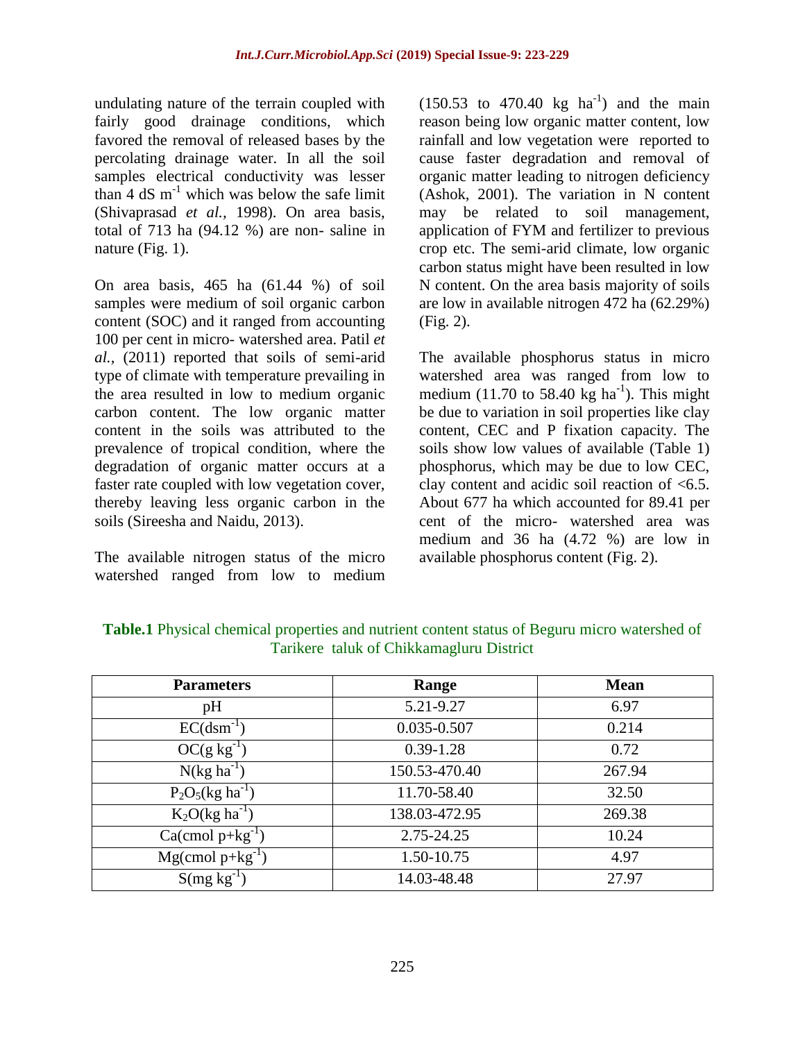undulating nature of the terrain coupled with fairly good drainage conditions, which favored the removal of released bases by the percolating drainage water. In all the soil samples electrical conductivity was lesser than 4 dS $m^{-1}$ which was below the safe limit (Shivaprasad *et al.,* 1998). On area basis, total of 713 ha (94.12 %) are non- saline in nature (Fig. 1).

On area basis, 465 ha (61.44 %) of soil samples were medium of soil organic carbon content (SOC) and it ranged from accounting 100 per cent in micro- watershed area. Patil *et al.,* (2011) reported that soils of semi-arid type of climate with temperature prevailing in the area resulted in low to medium organic carbon content. The low organic matter content in the soils was attributed to the prevalence of tropical condition, where the degradation of organic matter occurs at a faster rate coupled with low vegetation cover, thereby leaving less organic carbon in the soils (Sireesha and Naidu, 2013).

The available nitrogen status of the micro watershed ranged from low to medium (150.53 to 470.40 kg $ha^{-1}$) and the main reason being low organic matter content, low rainfall and low vegetation were reported to cause faster degradation and removal of organic matter leading to nitrogen deficiency (Ashok, 2001). The variation in N content may be related to soil management, application of FYM and fertilizer to previous crop etc. The semi-arid climate, low organic carbon status might have been resulted in low N content. On the area basis majority of soils are low in available nitrogen 472 ha (62.29%) (Fig. 2).

The available phosphorus status in micro watershed area was ranged from low to medium (11.70 to 58.40 kg $ha^{-1}$). This might be due to variation in soil properties like clay content, CEC and P fixation capacity. The soils show low values of available (Table 1) phosphorus, which may be due to low CEC, clay content and acidic soil reaction of <6.5. About 677 ha which accounted for 89.41 per cent of the micro- watershed area was medium and 36 ha (4.72 %) are low in available phosphorus content (Fig. 2).

**Table.1** Physical chemical properties and nutrient content status of Beguru micro watershed of Tarikere taluk of Chikkamagluru District

| Parameters | Range | Mean |
|---|---|---|
| pH | 5.21-9.27 | 6.97 |
| EC($dsm^{-1}$) | 0.035-0.507 | 0.214 |
| OC(g $kg^{-1}$) | 0.39-1.28 | 0.72 |
| N(kg $ha^{-1}$) | 150.53-470.40 | 267.94 |
| $P_2O_5$(kg $ha^{-1}$) | 11.70-58.40 | 32.50 |
| $K_2O$(kg $ha^{-1}$) | 138.03-472.95 | 269.38 |
| Ca(cmol p+$kg^{-1}$) | 2.75-24.25 | 10.24 |
| Mg(cmol p+$kg^{-1}$) | 1.50-10.75 | 4.97 |
| S(mg $kg^{-1}$) | 14.03-48.48 | 27.97 |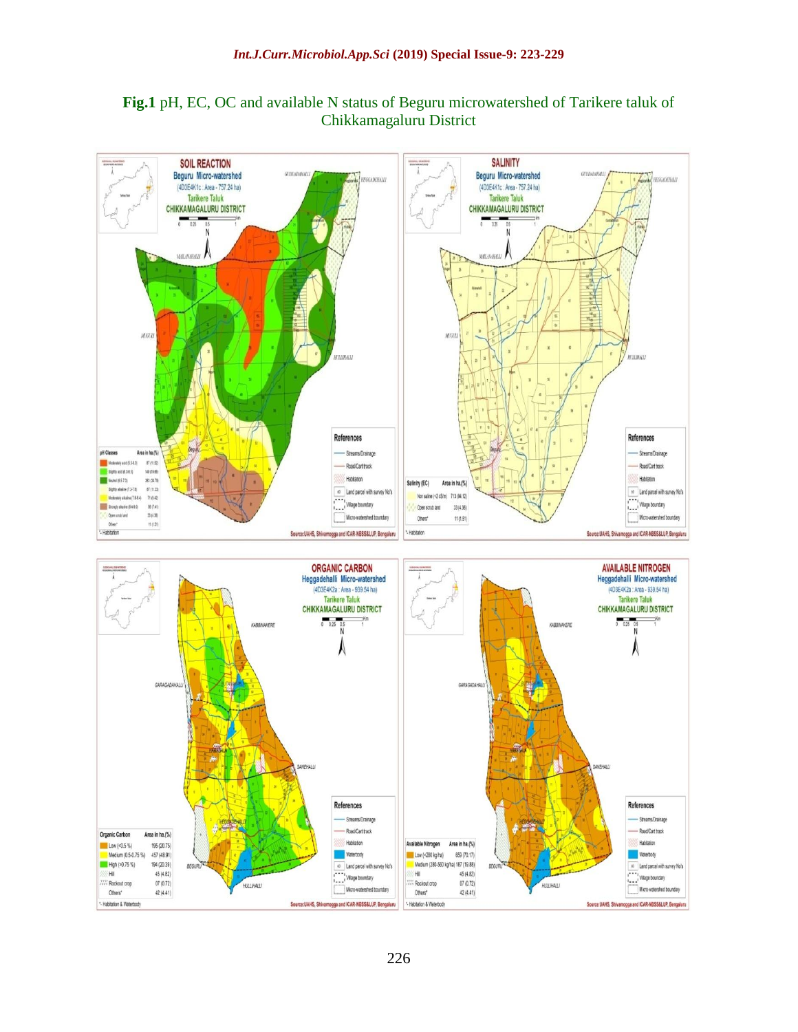**Fig.1** pH, EC, OC and available N status of Beguru microwatershed of Tarikere taluk of Chikkamagaluru District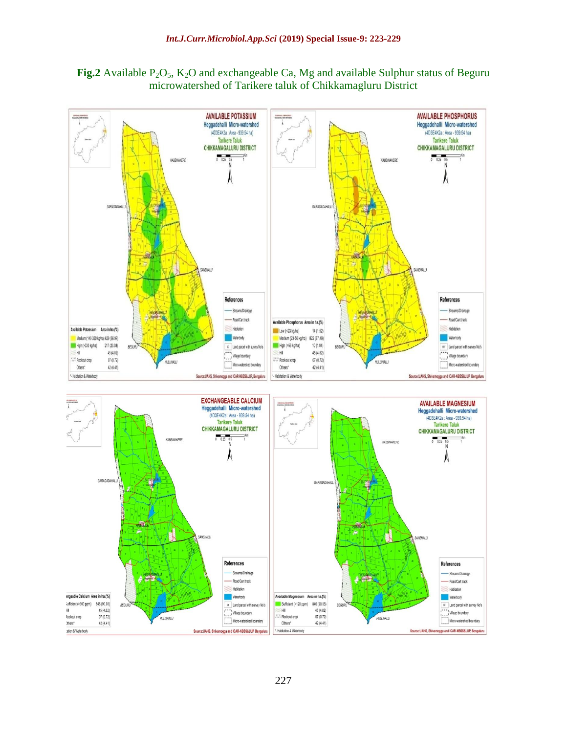**Fig.2** Available $P_2O_5$, $K_2O$ and exchangeable Ca, Mg and available Sulphur status of Beguru microwatershed of Tarikere taluk of Chikkamagluru District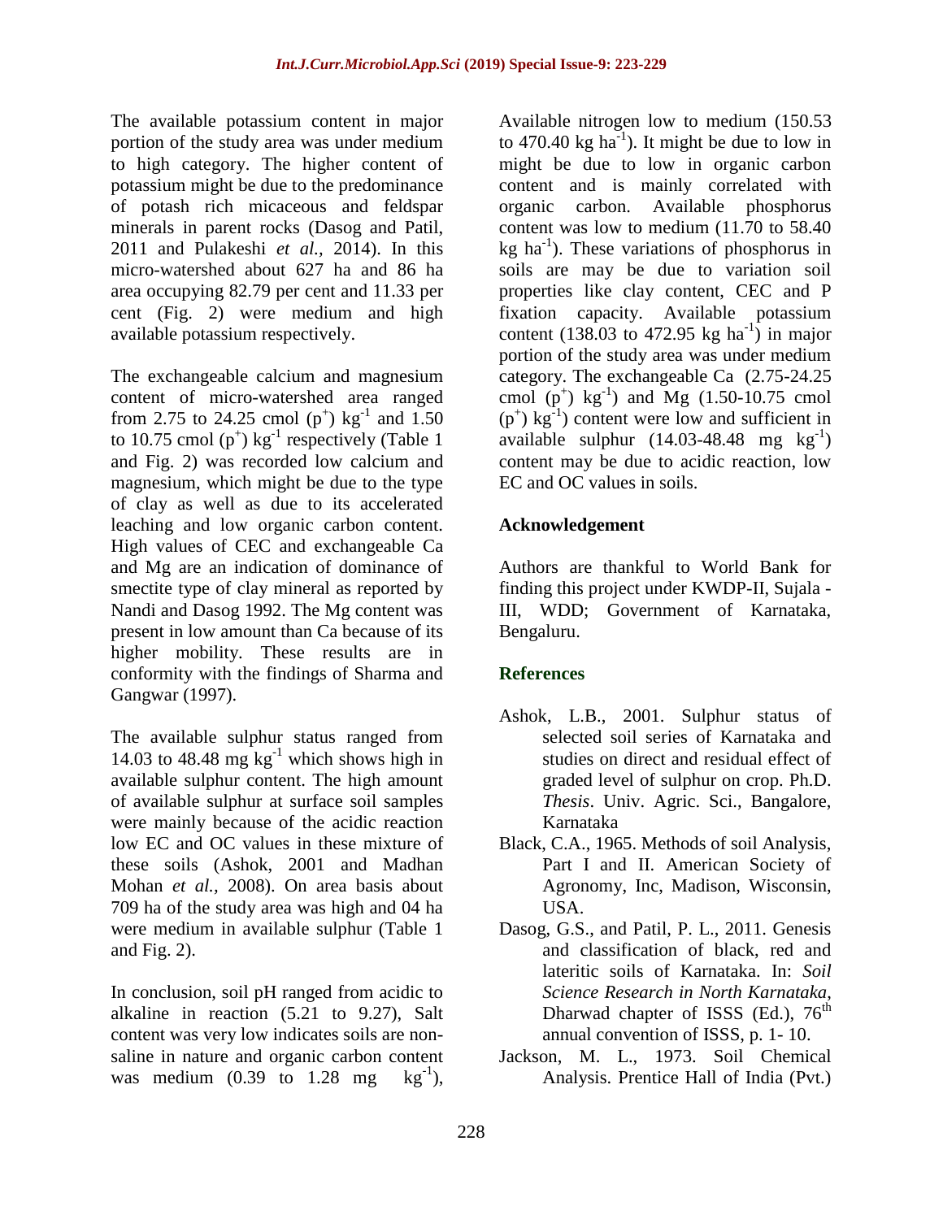The available potassium content in major portion of the study area was under medium to high category. The higher content of potassium might be due to the predominance of potash rich micaceous and feldspar minerals in parent rocks (Dasog and Patil, 2011 and Pulakeshi *et al.,* 2014). In this micro-watershed about 627 ha and 86 ha area occupying 82.79 per cent and 11.33 per cent (Fig. 2) were medium and high available potassium respectively.

The exchangeable calcium and magnesium content of micro-watershed area ranged from 2.75 to 24.25 cmol $(p^{+})$ $kg^{-1}$ and 1.50 to 10.75 cmol $(p^{+})$ $kg^{-1}$ respectively (Table 1 and Fig. 2) was recorded low calcium and magnesium, which might be due to the type of clay as well as due to its accelerated leaching and low organic carbon content. High values of CEC and exchangeable Ca and Mg are an indication of dominance of smectite type of clay mineral as reported by Nandi and Dasog 1992. The Mg content was present in low amount than Ca because of its higher mobility. These results are in conformity with the findings of Sharma and Gangwar (1997).

The available sulphur status ranged from 14.03 to 48.48 mg $kg^{-1}$ which shows high in available sulphur content. The high amount of available sulphur at surface soil samples were mainly because of the acidic reaction low EC and OC values in these mixture of these soils (Ashok, 2001 and Madhan Mohan *et al.,* 2008). On area basis about 709 ha of the study area was high and 04 ha were medium in available sulphur (Table 1 and Fig. 2).

In conclusion, soil pH ranged from acidic to alkaline in reaction (5.21 to 9.27), Salt content was very low indicates soils are non-saline in nature and organic carbon content was medium (0.39 to 1.28 mg $kg^{-1}$), Available nitrogen low to medium (150.53 to 470.40 kg $ha^{-1}$). It might be due to low in might be due to low in organic carbon content and is mainly correlated with organic carbon. Available phosphorus content was low to medium (11.70 to 58.40 kg $ha^{-1}$). These variations of phosphorus in soils are may be due to variation soil properties like clay content, CEC and P fixation capacity. Available potassium content (138.03 to 472.95 kg $ha^{-1}$) in major portion of the study area was under medium category. The exchangeable Ca (2.75-24.25 cmol $(p^{+})$ $kg^{-1}$) and Mg (1.50-10.75 cmol $(p^{+})$ $kg^{-1}$) content were low and sufficient in available sulphur (14.03-48.48 mg $kg^{-1}$) content may be due to acidic reaction, low EC and OC values in soils.

## Acknowledgement

Authors are thankful to World Bank for finding this project under KWDP-II, Sujala - III, WDD; Government of Karnataka, Bengaluru.

## References

Ashok, L.B., 2001. Sulphur status of selected soil series of Karnataka and studies on direct and residual effect of graded level of sulphur on crop. Ph.D. *Thesis*. Univ. Agric. Sci., Bangalore, Karnataka

Black, C.A., 1965. Methods of soil Analysis, Part I and II. American Society of Agronomy, Inc, Madison, Wisconsin, USA.

Dasog, G.S., and Patil, P. L., 2011. Genesis and classification of black, red and lateritic soils of Karnataka. In: *Soil Science Research in North Karnataka*, Dharwad chapter of ISSS (Ed.), 76th annual convention of ISSS, p. 1- 10.

Jackson, M. L., 1973. Soil Chemical Analysis. Prentice Hall of India (Pvt.)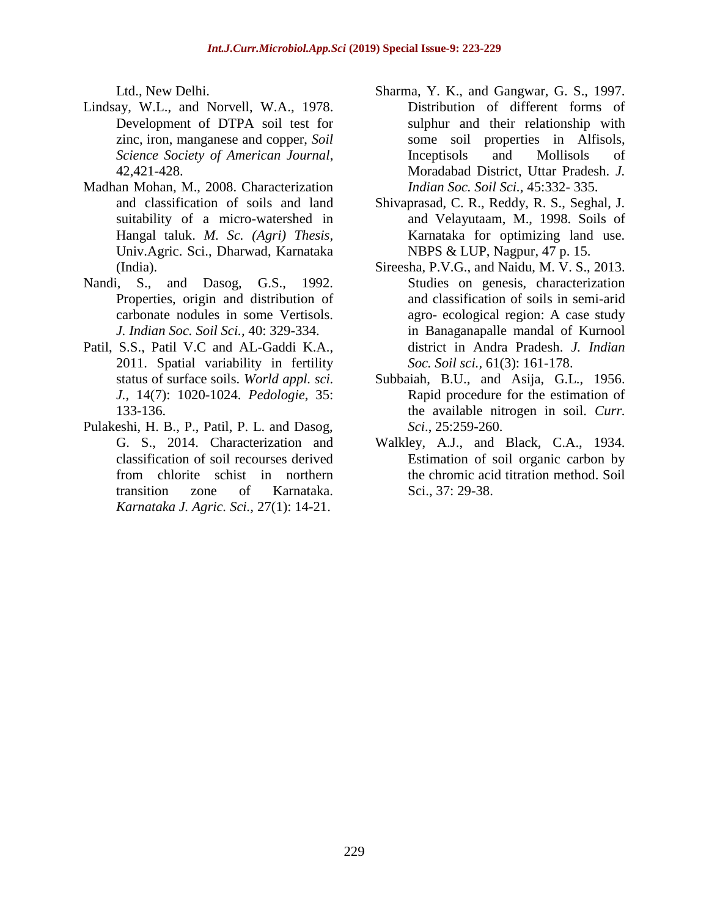Ltd., New Delhi.

Lindsay, W.L., and Norvell, W.A., 1978. Development of DTPA soil test for zinc, iron, manganese and copper, *Soil Science Society of American Journal*, 42,421-428.

Madhan Mohan, M., 2008. Characterization and classification of soils and land suitability of a micro-watershed in Hangal taluk. *M. Sc. (Agri) Thesis*, Univ.Agric. Sci., Dharwad, Karnataka (India).

Nandi, S., and Dasog, G.S., 1992. Properties, origin and distribution of carbonate nodules in some Vertisols. *J. Indian Soc. Soil Sci.,* 40: 329-334.

Patil, S.S., Patil V.C and AL-Gaddi K.A., 2011. Spatial variability in fertility status of surface soils. *World appl. sci. J.,* 14(7): 1020-1024. *Pedologie*, 35: 133-136.

Pulakeshi, H. B., P., Patil, P. L. and Dasog, G. S., 2014. Characterization and classification of soil recourses derived from chlorite schist in northern transition zone of Karnataka. *Karnataka J. Agric. Sci.,* 27(1): 14-21.

Sharma, Y. K., and Gangwar, G. S., 1997. Distribution of different forms of sulphur and their relationship with some soil properties in Alfisols, Inceptisols and Mollisols of Moradabad District, Uttar Pradesh. *J. Indian Soc. Soil Sci.,* 45:332- 335.

Shivaprasad, C. R., Reddy, R. S., Seghal, J. and Velayutaam, M., 1998. Soils of Karnataka for optimizing land use. NBPS & LUP, Nagpur, 47 p. 15.

Sireesha, P.V.G., and Naidu, M. V. S., 2013. Studies on genesis, characterization and classification of soils in semi-arid agro- ecological region: A case study in Banaganapalle mandal of Kurnool district in Andra Pradesh. *J. Indian Soc. Soil sci.,* 61(3): 161-178.

Subbaiah, B.U., and Asija, G.L., 1956. Rapid procedure for the estimation of the available nitrogen in soil. *Curr. Sci*., 25:259-260.

Walkley, A.J., and Black, C.A., 1934. Estimation of soil organic carbon by the chromic acid titration method. Soil Sci., 37: 29-38.